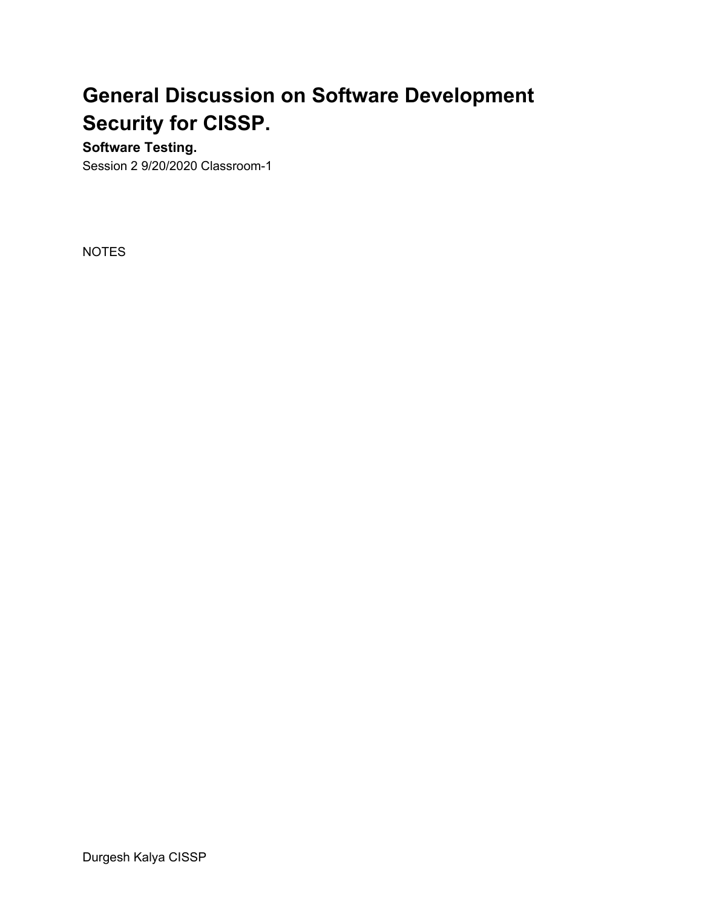# General Discussion on Software Development Security for CISSP.

**Software Testing.**

Session 2 9/20/2020 Classroom-1

NOTES

Durgesh Kalya CISSP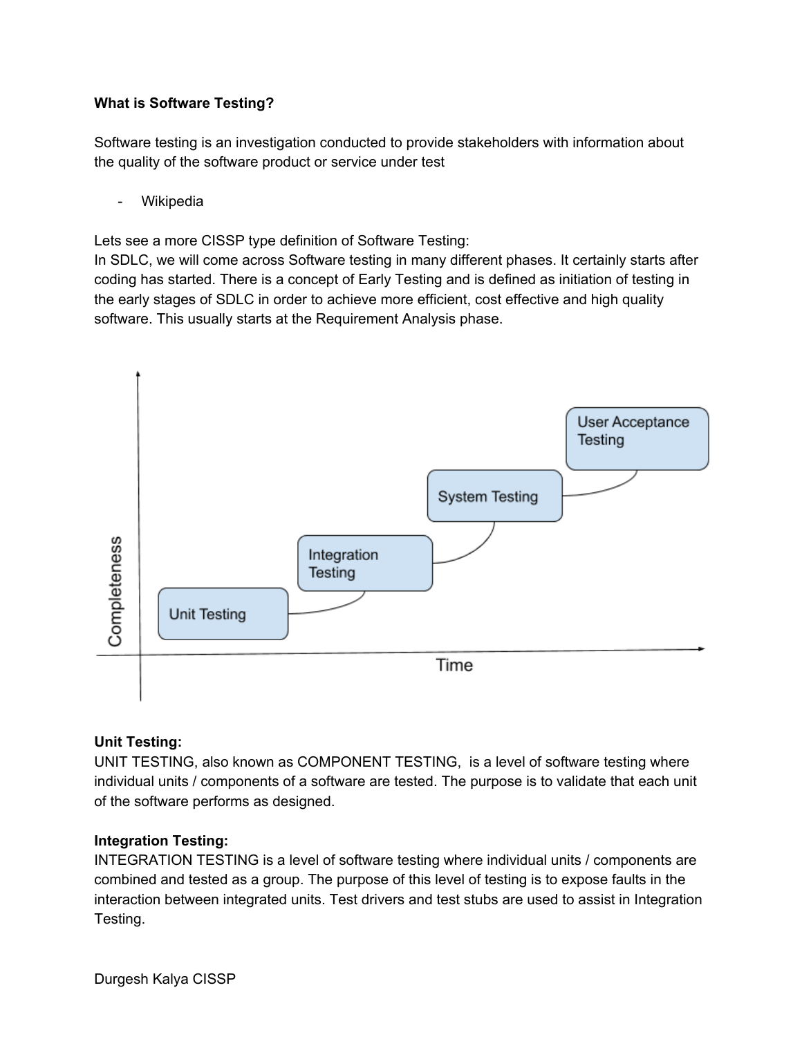**What is Software Testing?**

Software testing is an investigation conducted to provide stakeholders with information about the quality of the software product or service under test

- Wikipedia

Lets see a more CISSP type definition of Software Testing:
In SDLC, we will come across Software testing in many different phases. It certainly starts after coding has started. There is a concept of Early Testing and is defined as initiation of testing in the early stages of SDLC in order to achieve more efficient, cost effective and high quality software. This usually starts at the Requirement Analysis phase.

**Unit Testing:**
UNIT TESTING, also known as COMPONENT TESTING, is a level of software testing where individual units / components of a software are tested. The purpose is to validate that each unit of the software performs as designed.

**Integration Testing:**
INTEGRATION TESTING is a level of software testing where individual units / components are combined and tested as a group. The purpose of this level of testing is to expose faults in the interaction between integrated units. Test drivers and test stubs are used to assist in Integration Testing.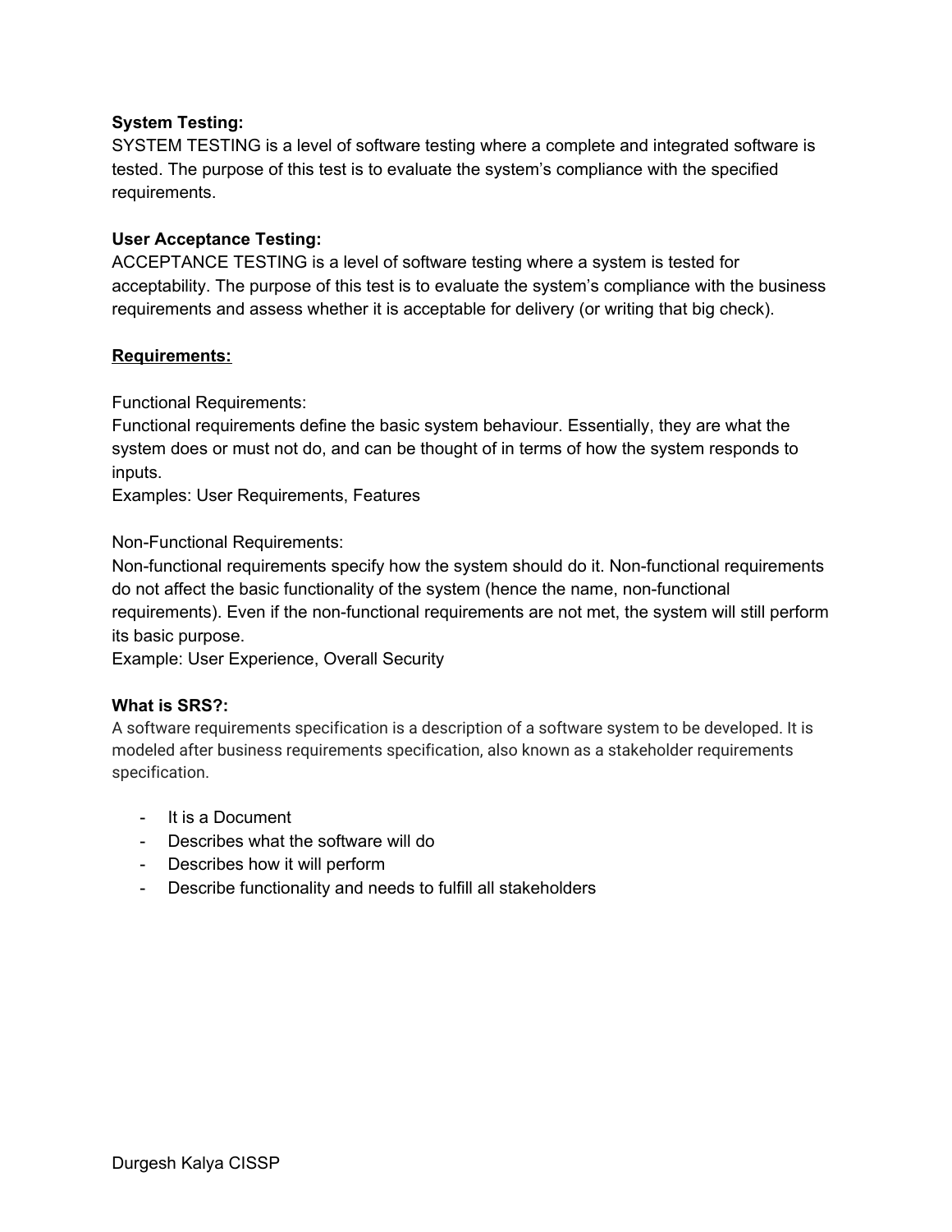**System Testing:**
SYSTEM TESTING is a level of software testing where a complete and integrated software is tested. The purpose of this test is to evaluate the system's compliance with the specified requirements.

**User Acceptance Testing:**
ACCEPTANCE TESTING is a level of software testing where a system is tested for acceptability. The purpose of this test is to evaluate the system's compliance with the business requirements and assess whether it is acceptable for delivery (or writing that big check).

**<u>Requirements:</u>**

Functional Requirements:
Functional requirements define the basic system behaviour. Essentially, they are what the system does or must not do, and can be thought of in terms of how the system responds to inputs.
Examples: User Requirements, Features

Non-Functional Requirements:
Non-functional requirements specify how the system should do it. Non-functional requirements do not affect the basic functionality of the system (hence the name, non-functional requirements). Even if the non-functional requirements are not met, the system will still perform its basic purpose.
Example: User Experience, Overall Security

**What is SRS?:**
A software requirements specification is a description of a software system to be developed. It is modeled after business requirements specification, also known as a stakeholder requirements specification.

- It is a Document
- Describes what the software will do
- Describes how it will perform
- Describe functionality and needs to fulfill all stakeholders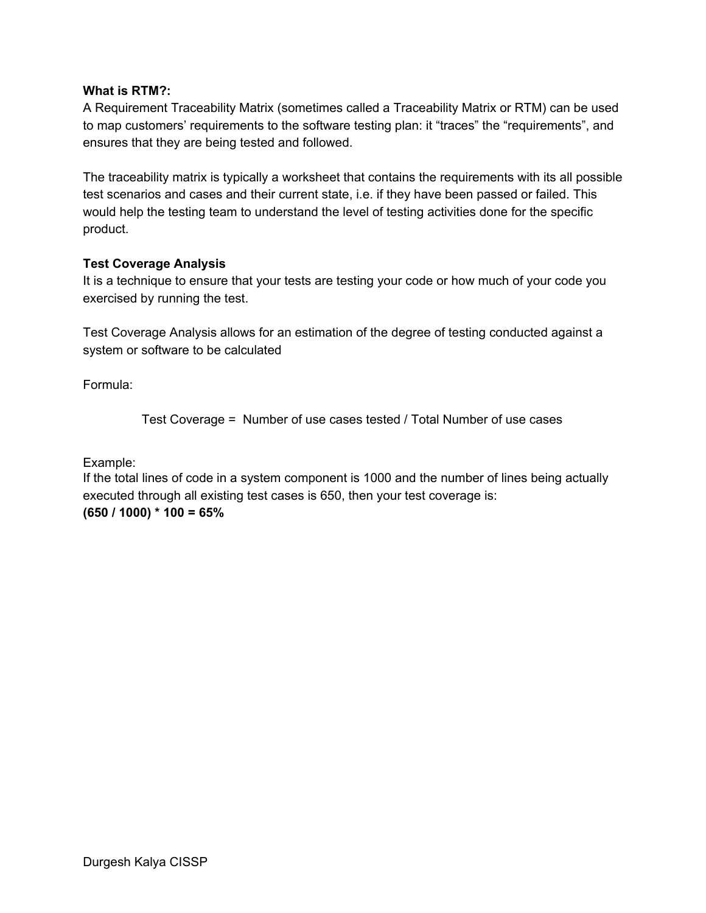**What is RTM?:**

A Requirement Traceability Matrix (sometimes called a Traceability Matrix or RTM) can be used to map customers' requirements to the software testing plan: it "traces" the "requirements", and ensures that they are being tested and followed.

The traceability matrix is typically a worksheet that contains the requirements with its all possible test scenarios and cases and their current state, i.e. if they have been passed or failed. This would help the testing team to understand the level of testing activities done for the specific product.

**Test Coverage Analysis**

It is a technique to ensure that your tests are testing your code or how much of your code you exercised by running the test.

Test Coverage Analysis allows for an estimation of the degree of testing conducted against a system or software to be calculated

Formula:

$$\text{Test Coverage} = \text{Number of use cases tested} / \text{Total Number of use cases}$$

Example:

If the total lines of code in a system component is 1000 and the number of lines being actually executed through all existing test cases is 650, then your test coverage is:

**(650 / 1000) * 100 = 65%**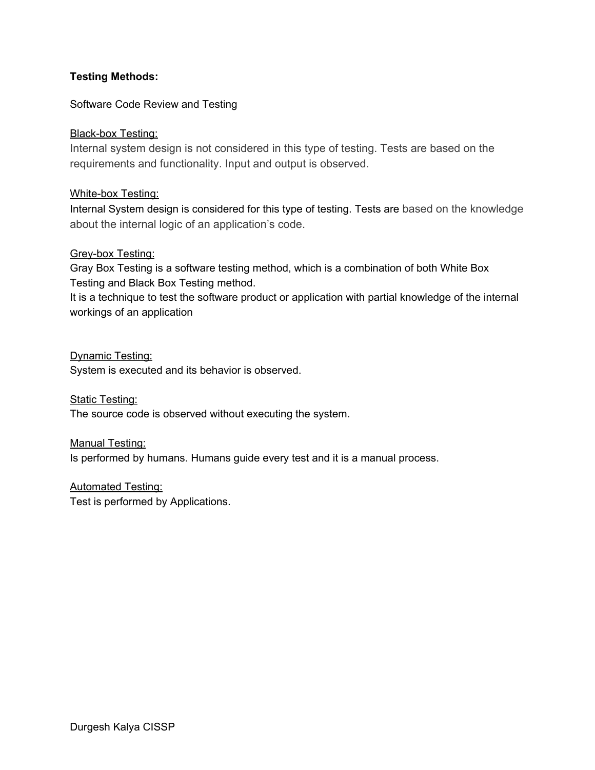**Testing Methods:**

Software Code Review and Testing

Black-box Testing:
Internal system design is not considered in this type of testing. Tests are based on the requirements and functionality. Input and output is observed.

White-box Testing:
Internal System design is considered for this type of testing. Tests are based on the knowledge about the internal logic of an application's code.

Grey-box Testing:
Gray Box Testing is a software testing method, which is a combination of both White Box Testing and Black Box Testing method.
It is a technique to test the software product or application with partial knowledge of the internal workings of an application

Dynamic Testing:
System is executed and its behavior is observed.

Static Testing:
The source code is observed without executing the system.

Manual Testing:
Is performed by humans. Humans guide every test and it is a manual process.

Automated Testing:
Test is performed by Applications.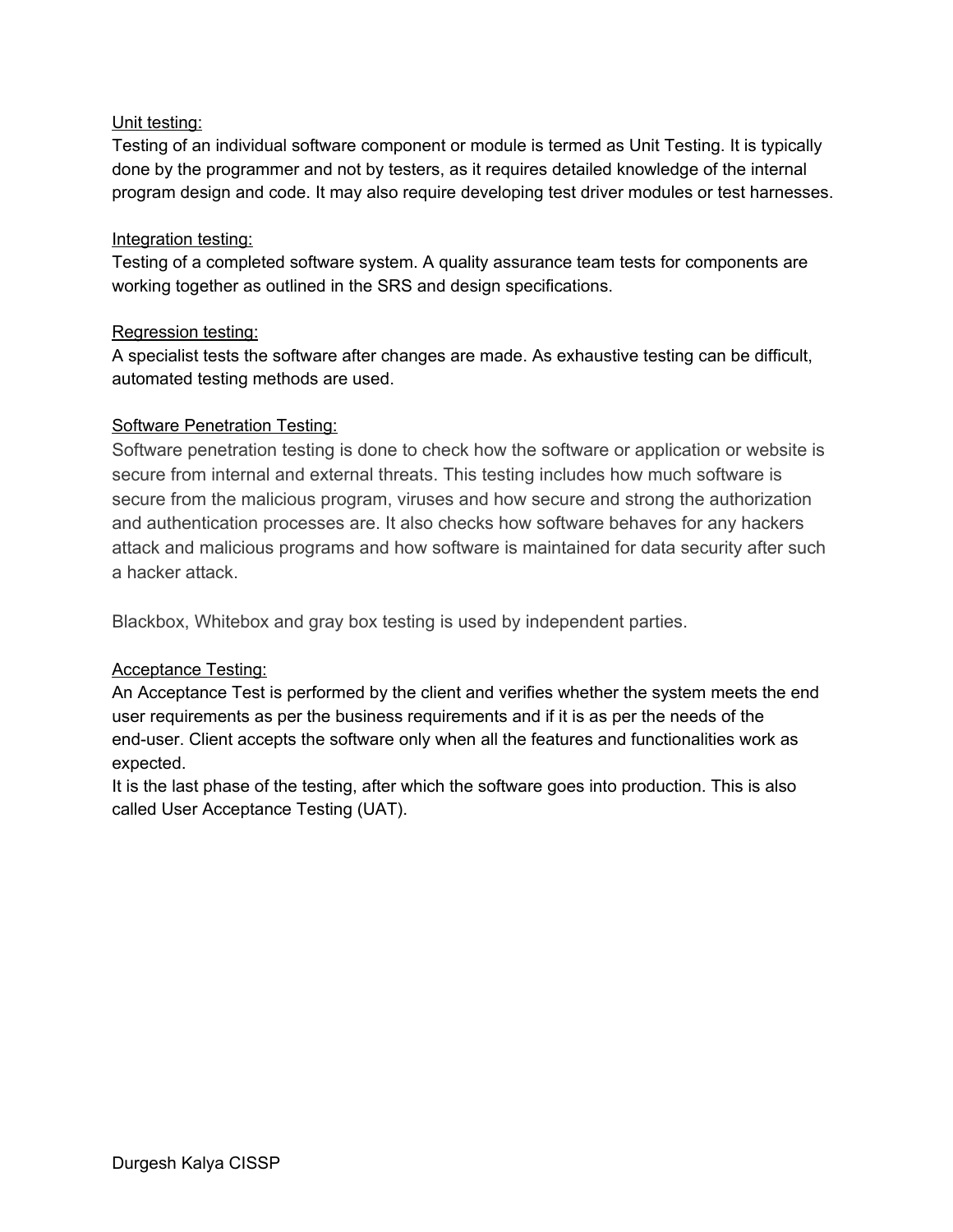Unit testing:

Testing of an individual software component or module is termed as Unit Testing. It is typically done by the programmer and not by testers, as it requires detailed knowledge of the internal program design and code. It may also require developing test driver modules or test harnesses.

Integration testing:

Testing of a completed software system. A quality assurance team tests for components are working together as outlined in the SRS and design specifications.

Regression testing:

A specialist tests the software after changes are made. As exhaustive testing can be difficult, automated testing methods are used.

Software Penetration Testing:

Software penetration testing is done to check how the software or application or website is secure from internal and external threats. This testing includes how much software is secure from the malicious program, viruses and how secure and strong the authorization and authentication processes are. It also checks how software behaves for any hackers attack and malicious programs and how software is maintained for data security after such a hacker attack.

Blackbox, Whitebox and gray box testing is used by independent parties.

Acceptance Testing:

An Acceptance Test is performed by the client and verifies whether the system meets the end user requirements as per the business requirements and if it is as per the needs of the end-user. Client accepts the software only when all the features and functionalities work as expected.

It is the last phase of the testing, after which the software goes into production. This is also called User Acceptance Testing (UAT).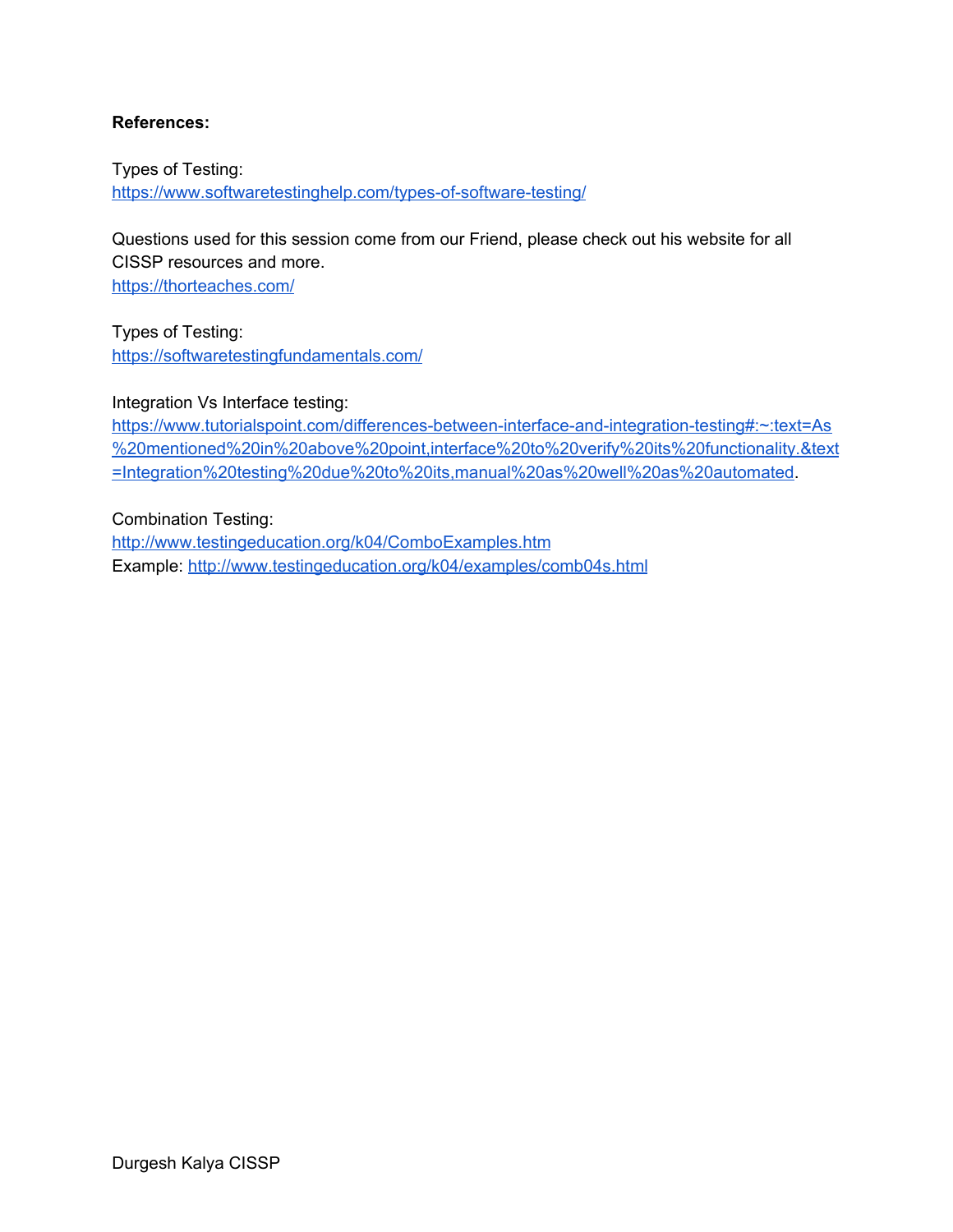**References:**

Types of Testing:
https://www.softwaretestinghelp.com/types-of-software-testing/

Questions used for this session come from our Friend, please check out his website for all CISSP resources and more.
https://thorteaches.com/

Types of Testing:
https://softwaretestingfundamentals.com/

Integration Vs Interface testing:
https://www.tutorialspoint.com/differences-between-interface-and-integration-testing#:~:text=As%20mentioned%20in%20above%20point,interface%20to%20verify%20its%20functionality.&text=Integration%20testing%20due%20to%20its,manual%20as%20well%20as%20automated.

Combination Testing:
http://www.testingeducation.org/k04/ComboExamples.htm
Example: http://www.testingeducation.org/k04/examples/comb04s.html

Durgesh Kalya CISSP